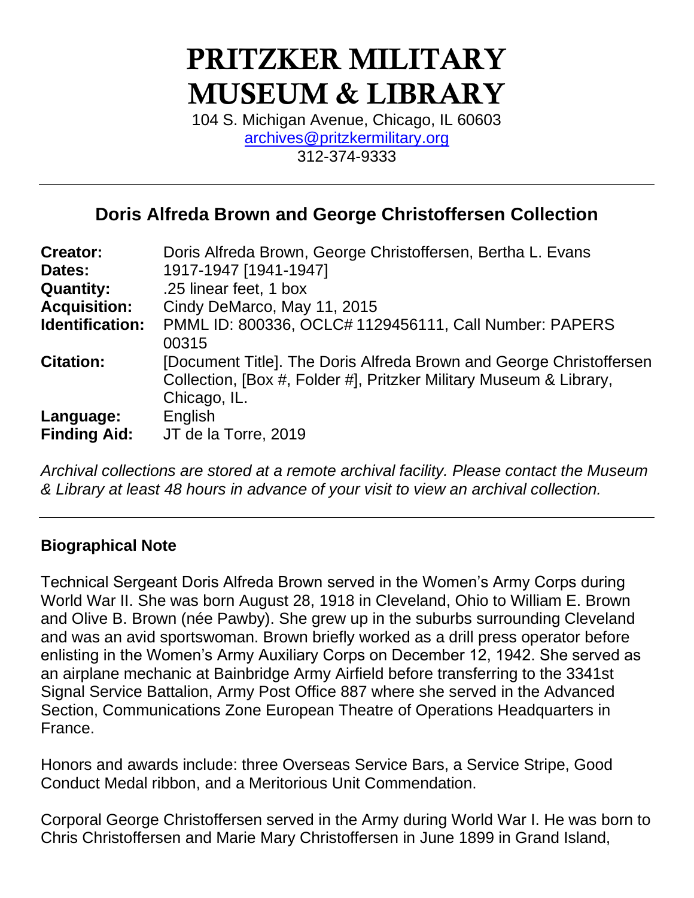# PRITZKER MILITARY MUSEUM & LIBRARY

104 S. Michigan Avenue, Chicago, IL 60603
archives@pritzkermilitary.org
312-374-9333

---

## Doris Alfreda Brown and George Christoffersen Collection

| | |
|---|---|
| **Creator:** | Doris Alfreda Brown, George Christoffersen, Bertha L. Evans |
| **Dates:** | 1917-1947 [1941-1947] |
| **Quantity:** | .25 linear feet, 1 box |
| **Acquisition:** | Cindy DeMarco, May 11, 2015 |
| **Identification:** | PMML ID: 800336, OCLC# 1129456111, Call Number: PAPERS 00315 |
| **Citation:** | [Document Title]. The Doris Alfreda Brown and George Christoffersen Collection, [Box #, Folder #], Pritzker Military Museum & Library, Chicago, IL. |
| **Language:** | English |
| **Finding Aid:** | JT de la Torre, 2019 |

*Archival collections are stored at a remote archival facility. Please contact the Museum & Library at least 48 hours in advance of your visit to view an archival collection.*

---

### Biographical Note

Technical Sergeant Doris Alfreda Brown served in the Women's Army Corps during World War II. She was born August 28, 1918 in Cleveland, Ohio to William E. Brown and Olive B. Brown (née Pawby). She grew up in the suburbs surrounding Cleveland and was an avid sportswoman. Brown briefly worked as a drill press operator before enlisting in the Women's Army Auxiliary Corps on December 12, 1942. She served as an airplane mechanic at Bainbridge Army Airfield before transferring to the 3341st Signal Service Battalion, Army Post Office 887 where she served in the Advanced Section, Communications Zone European Theatre of Operations Headquarters in France.

Honors and awards include: three Overseas Service Bars, a Service Stripe, Good Conduct Medal ribbon, and a Meritorious Unit Commendation.

Corporal George Christoffersen served in the Army during World War I. He was born to Chris Christoffersen and Marie Mary Christoffersen in June 1899 in Grand Island,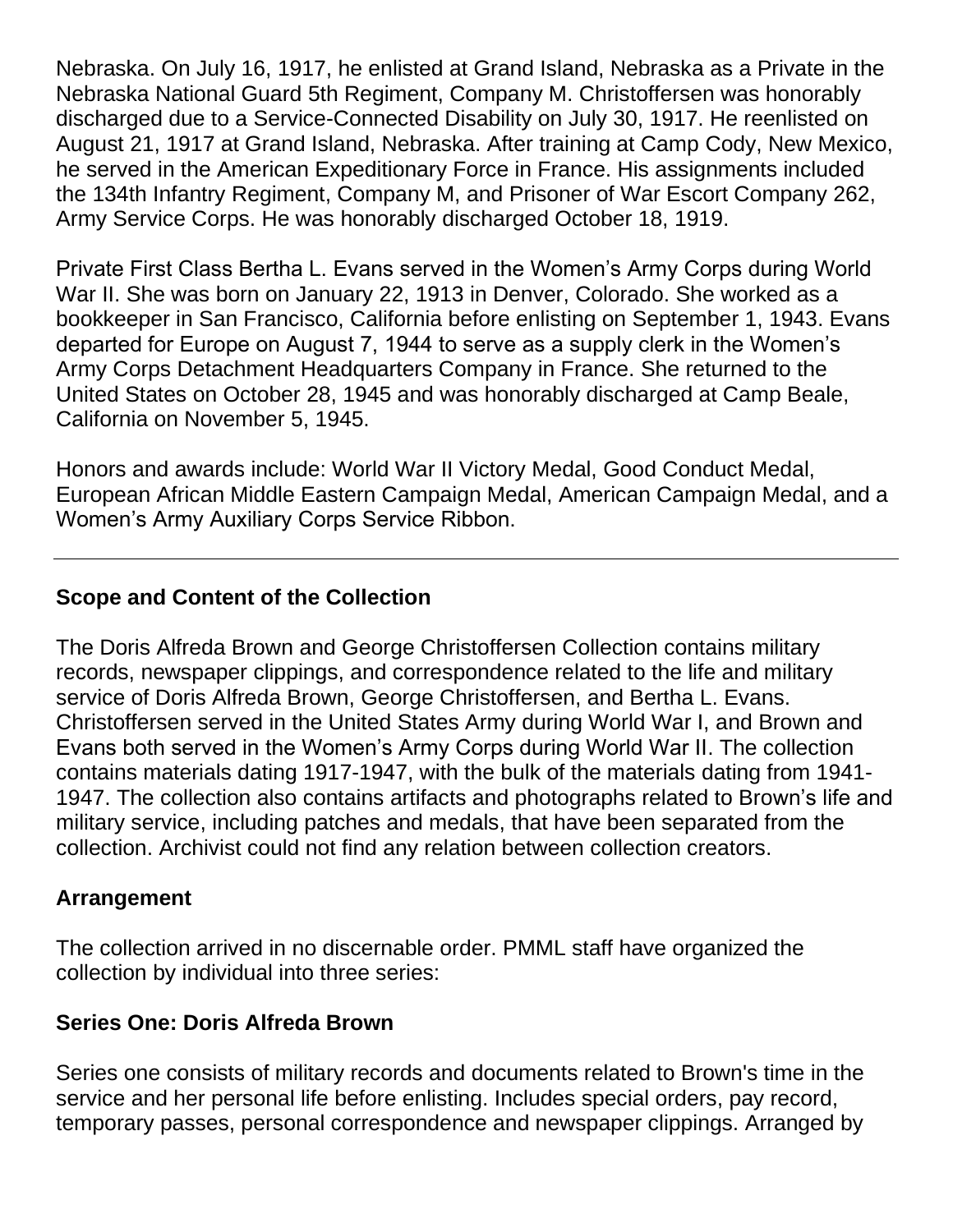Nebraska. On July 16, 1917, he enlisted at Grand Island, Nebraska as a Private in the Nebraska National Guard 5th Regiment, Company M. Christoffersen was honorably discharged due to a Service-Connected Disability on July 30, 1917. He reenlisted on August 21, 1917 at Grand Island, Nebraska. After training at Camp Cody, New Mexico, he served in the American Expeditionary Force in France. His assignments included the 134th Infantry Regiment, Company M, and Prisoner of War Escort Company 262, Army Service Corps. He was honorably discharged October 18, 1919.

Private First Class Bertha L. Evans served in the Women's Army Corps during World War II. She was born on January 22, 1913 in Denver, Colorado. She worked as a bookkeeper in San Francisco, California before enlisting on September 1, 1943. Evans departed for Europe on August 7, 1944 to serve as a supply clerk in the Women's Army Corps Detachment Headquarters Company in France. She returned to the United States on October 28, 1945 and was honorably discharged at Camp Beale, California on November 5, 1945.

Honors and awards include: World War II Victory Medal, Good Conduct Medal, European African Middle Eastern Campaign Medal, American Campaign Medal, and a Women's Army Auxiliary Corps Service Ribbon.

---

## Scope and Content of the Collection

The Doris Alfreda Brown and George Christoffersen Collection contains military records, newspaper clippings, and correspondence related to the life and military service of Doris Alfreda Brown, George Christoffersen, and Bertha L. Evans. Christoffersen served in the United States Army during World War I, and Brown and Evans both served in the Women's Army Corps during World War II. The collection contains materials dating 1917-1947, with the bulk of the materials dating from 1941-1947. The collection also contains artifacts and photographs related to Brown's life and military service, including patches and medals, that have been separated from the collection. Archivist could not find any relation between collection creators.

## Arrangement

The collection arrived in no discernable order. PMML staff have organized the collection by individual into three series:

### Series One: Doris Alfreda Brown

Series one consists of military records and documents related to Brown's time in the service and her personal life before enlisting. Includes special orders, pay record, temporary passes, personal correspondence and newspaper clippings. Arranged by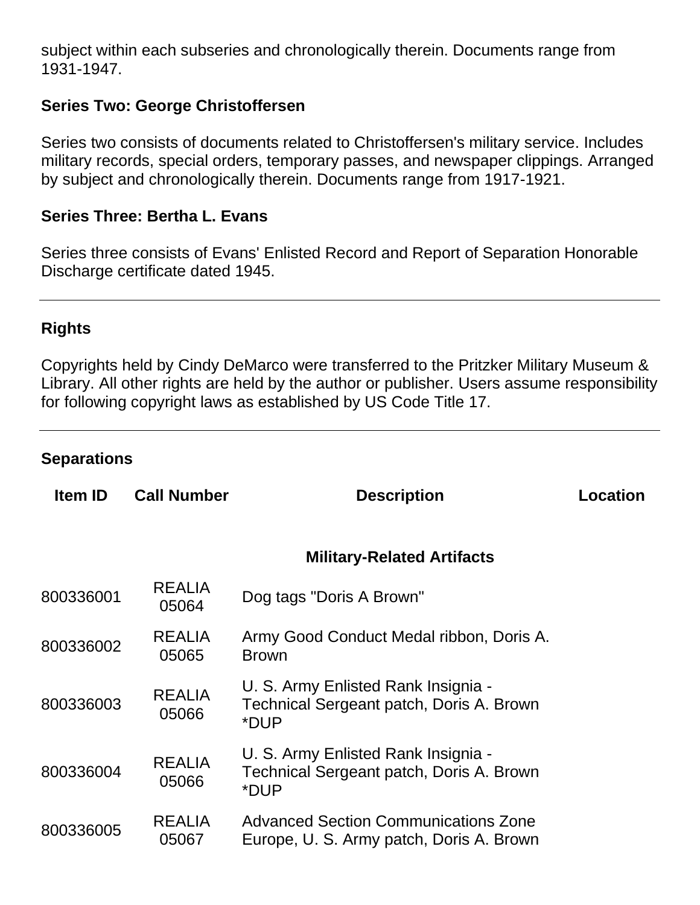subject within each subseries and chronologically therein. Documents range from 1931-1947.

**Series Two: George Christoffersen**

Series two consists of documents related to Christoffersen's military service. Includes military records, special orders, temporary passes, and newspaper clippings. Arranged by subject and chronologically therein. Documents range from 1917-1921.

**Series Three: Bertha L. Evans**

Series three consists of Evans' Enlisted Record and Report of Separation Honorable Discharge certificate dated 1945.

---

## Rights

Copyrights held by Cindy DeMarco were transferred to the Pritzker Military Museum & Library. All other rights are held by the author or publisher. Users assume responsibility for following copyright laws as established by US Code Title 17.

---

## Separations

| Item ID | Call Number | Description | Location |
|---|---|---|---|
| | | **Military-Related Artifacts** | |
| 800336001 | REALIA 05064 | Dog tags "Doris A Brown" | |
| 800336002 | REALIA 05065 | Army Good Conduct Medal ribbon, Doris A. Brown | |
| 800336003 | REALIA 05066 | U. S. Army Enlisted Rank Insignia - Technical Sergeant patch, Doris A. Brown *DUP | |
| 800336004 | REALIA 05066 | U. S. Army Enlisted Rank Insignia - Technical Sergeant patch, Doris A. Brown *DUP | |
| 800336005 | REALIA 05067 | Advanced Section Communications Zone Europe, U. S. Army patch, Doris A. Brown | |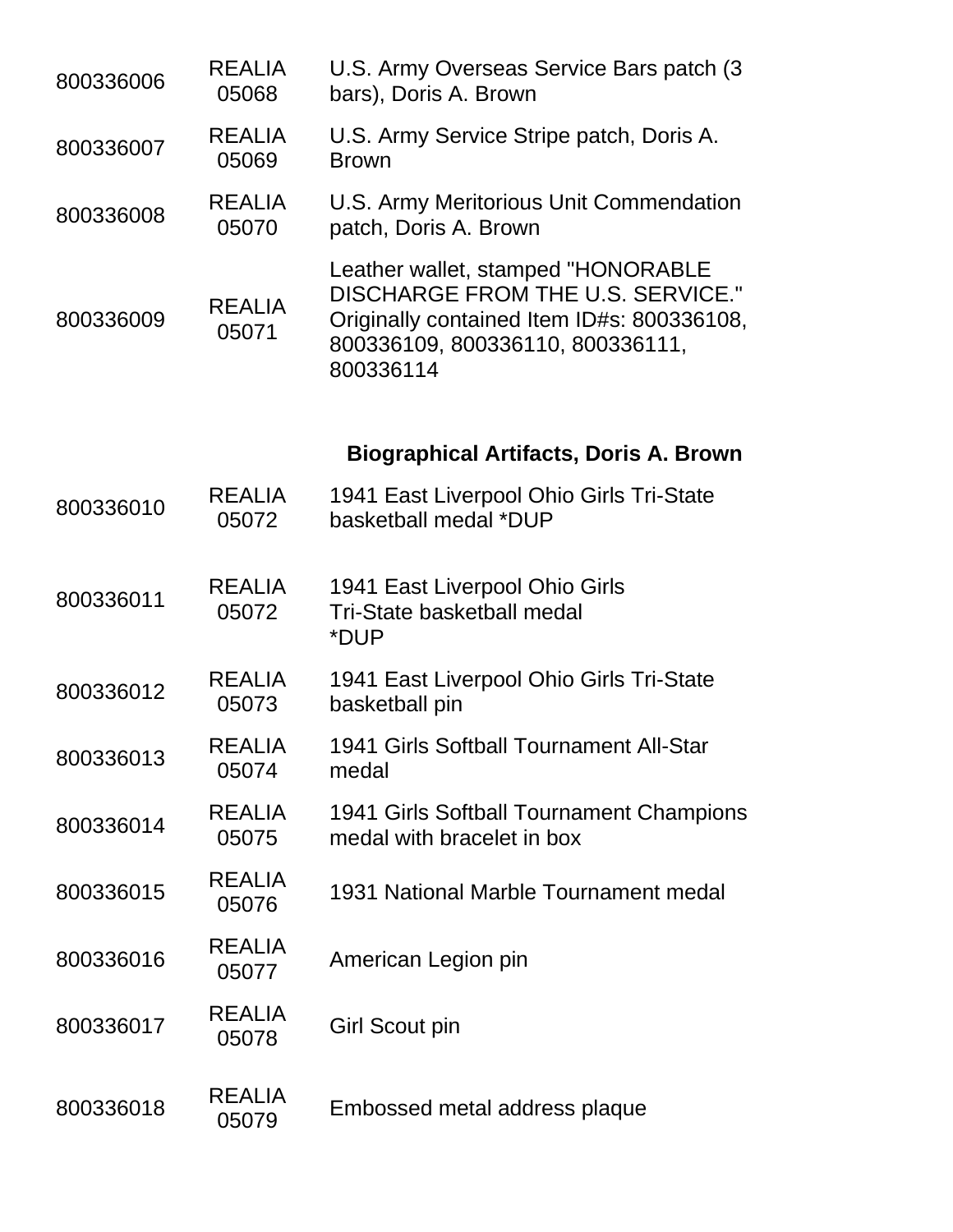| | | |
|---|---|---|
| 800336006 | REALIA 05068 | U.S. Army Overseas Service Bars patch (3 bars), Doris A. Brown |
| 800336007 | REALIA 05069 | U.S. Army Service Stripe patch, Doris A. Brown |
| 800336008 | REALIA 05070 | U.S. Army Meritorious Unit Commendation patch, Doris A. Brown |
| 800336009 | REALIA 05071 | Leather wallet, stamped "HONORABLE DISCHARGE FROM THE U.S. SERVICE." Originally contained Item ID#s: 800336108, 800336109, 800336110, 800336111, 800336114 |

### Biographical Artifacts, Doris A. Brown

| | | |
|---|---|---|
| 800336010 | REALIA 05072 | 1941 East Liverpool Ohio Girls Tri-State basketball medal *DUP |
| 800336011 | REALIA 05072 | 1941 East Liverpool Ohio Girls Tri-State basketball medal *DUP |
| 800336012 | REALIA 05073 | 1941 East Liverpool Ohio Girls Tri-State basketball pin |
| 800336013 | REALIA 05074 | 1941 Girls Softball Tournament All-Star medal |
| 800336014 | REALIA 05075 | 1941 Girls Softball Tournament Champions medal with bracelet in box |
| 800336015 | REALIA 05076 | 1931 National Marble Tournament medal |
| 800336016 | REALIA 05077 | American Legion pin |
| 800336017 | REALIA 05078 | Girl Scout pin |
| 800336018 | REALIA 05079 | Embossed metal address plaque |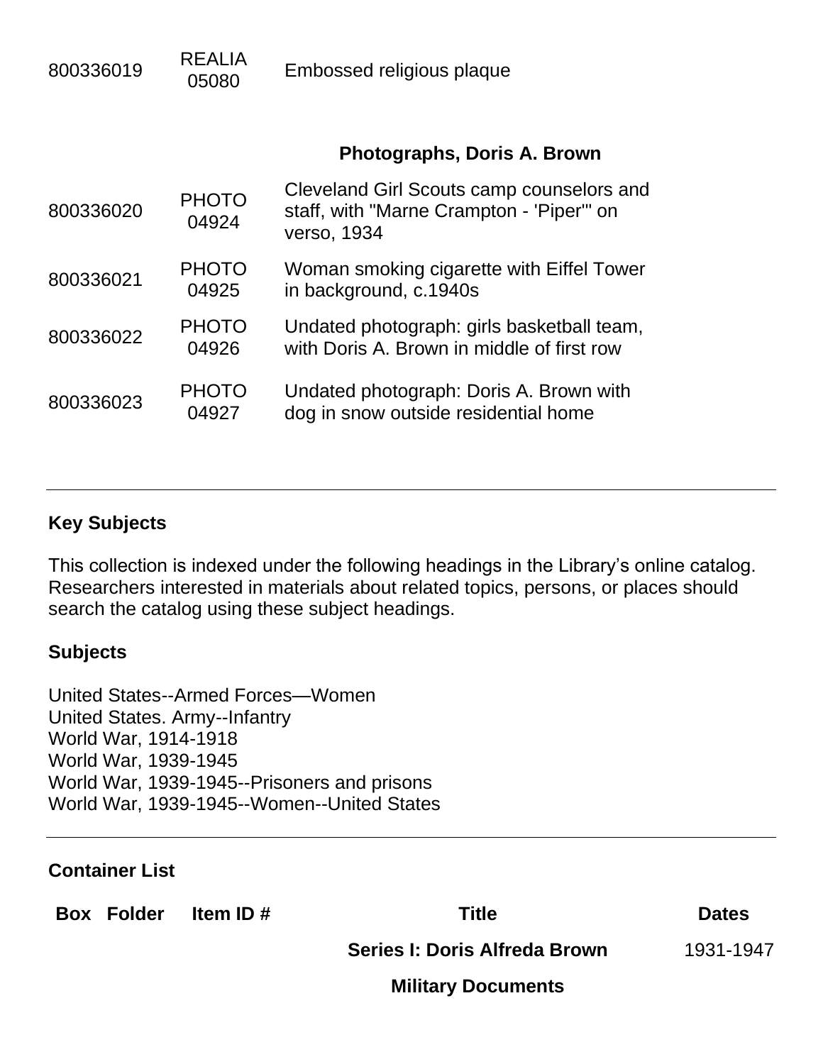| | | |
|---|---|---|
| 800336019 | REALIA 05080 | Embossed religious plaque |
| | | **Photographs, Doris A. Brown** |
| 800336020 | PHOTO 04924 | Cleveland Girl Scouts camp counselors and staff, with "Marne Crampton - 'Piper'" on verso, 1934 |
| 800336021 | PHOTO 04925 | Woman smoking cigarette with Eiffel Tower in background, c.1940s |
| 800336022 | PHOTO 04926 | Undated photograph: girls basketball team, with Doris A. Brown in middle of first row |
| 800336023 | PHOTO 04927 | Undated photograph: Doris A. Brown with dog in snow outside residential home |

---

### Key Subjects

This collection is indexed under the following headings in the Library's online catalog. Researchers interested in materials about related topics, persons, or places should search the catalog using these subject headings.

### Subjects

United States--Armed Forces—Women
United States. Army--Infantry
World War, 1914-1918
World War, 1939-1945
World War, 1939-1945--Prisoners and prisons
World War, 1939-1945--Women--United States

---

### Container List

| Box | Folder | Item ID # | Title | Dates |
|---|---|---|---|---|
| | | | **Series I: Doris Alfreda Brown** | 1931-1947 |
| | | | **Military Documents** | |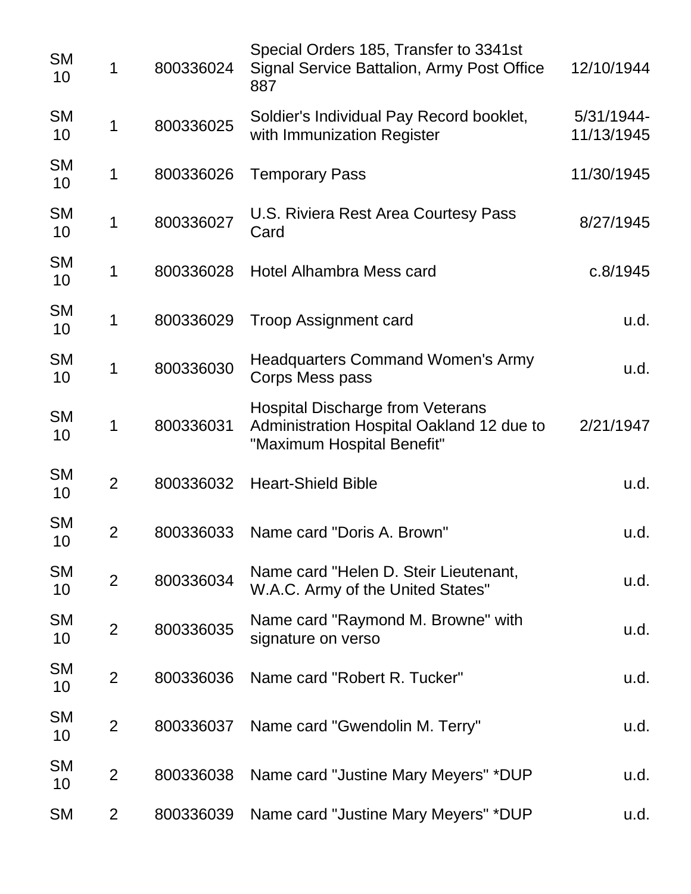| | | | | |
|---|---|---|---|---|
| SM 10 | 1 | 800336024 | Special Orders 185, Transfer to 3341st Signal Service Battalion, Army Post Office 887 | 12/10/1944 |
| SM 10 | 1 | 800336025 | Soldier's Individual Pay Record booklet, with Immunization Register | 5/31/1944-11/13/1945 |
| SM 10 | 1 | 800336026 | Temporary Pass | 11/30/1945 |
| SM 10 | 1 | 800336027 | U.S. Riviera Rest Area Courtesy Pass Card | 8/27/1945 |
| SM 10 | 1 | 800336028 | Hotel Alhambra Mess card | c.8/1945 |
| SM 10 | 1 | 800336029 | Troop Assignment card | u.d. |
| SM 10 | 1 | 800336030 | Headquarters Command Women's Army Corps Mess pass | u.d. |
| SM 10 | 1 | 800336031 | Hospital Discharge from Veterans Administration Hospital Oakland 12 due to "Maximum Hospital Benefit" | 2/21/1947 |
| SM 10 | 2 | 800336032 | Heart-Shield Bible | u.d. |
| SM 10 | 2 | 800336033 | Name card "Doris A. Brown" | u.d. |
| SM 10 | 2 | 800336034 | Name card "Helen D. Steir Lieutenant, W.A.C. Army of the United States" | u.d. |
| SM 10 | 2 | 800336035 | Name card "Raymond M. Browne" with signature on verso | u.d. |
| SM 10 | 2 | 800336036 | Name card "Robert R. Tucker" | u.d. |
| SM 10 | 2 | 800336037 | Name card "Gwendolin M. Terry" | u.d. |
| SM 10 | 2 | 800336038 | Name card "Justine Mary Meyers" *DUP | u.d. |
| SM | 2 | 800336039 | Name card "Justine Mary Meyers" *DUP | u.d. |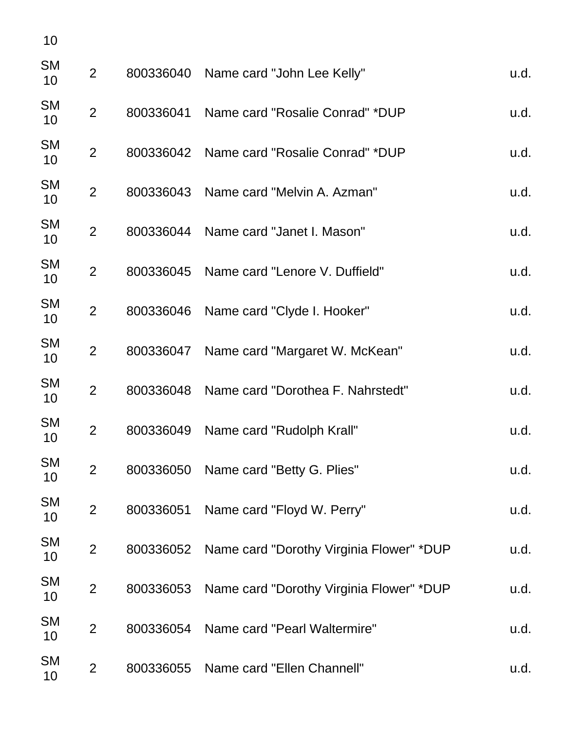| | | | | |
|---|---|---|---|---|
| 10 | | | | |
| SM 10 | 2 | 800336040 | Name card "John Lee Kelly" | u.d. |
| SM 10 | 2 | 800336041 | Name card "Rosalie Conrad" *DUP | u.d. |
| SM 10 | 2 | 800336042 | Name card "Rosalie Conrad" *DUP | u.d. |
| SM 10 | 2 | 800336043 | Name card "Melvin A. Azman" | u.d. |
| SM 10 | 2 | 800336044 | Name card "Janet I. Mason" | u.d. |
| SM 10 | 2 | 800336045 | Name card "Lenore V. Duffield" | u.d. |
| SM 10 | 2 | 800336046 | Name card "Clyde I. Hooker" | u.d. |
| SM 10 | 2 | 800336047 | Name card "Margaret W. McKean" | u.d. |
| SM 10 | 2 | 800336048 | Name card "Dorothea F. Nahrstedt" | u.d. |
| SM 10 | 2 | 800336049 | Name card "Rudolph Krall" | u.d. |
| SM 10 | 2 | 800336050 | Name card "Betty G. Plies" | u.d. |
| SM 10 | 2 | 800336051 | Name card "Floyd W. Perry" | u.d. |
| SM 10 | 2 | 800336052 | Name card "Dorothy Virginia Flower" *DUP | u.d. |
| SM 10 | 2 | 800336053 | Name card "Dorothy Virginia Flower" *DUP | u.d. |
| SM 10 | 2 | 800336054 | Name card "Pearl Waltermire" | u.d. |
| SM 10 | 2 | 800336055 | Name card "Ellen Channell" | u.d. |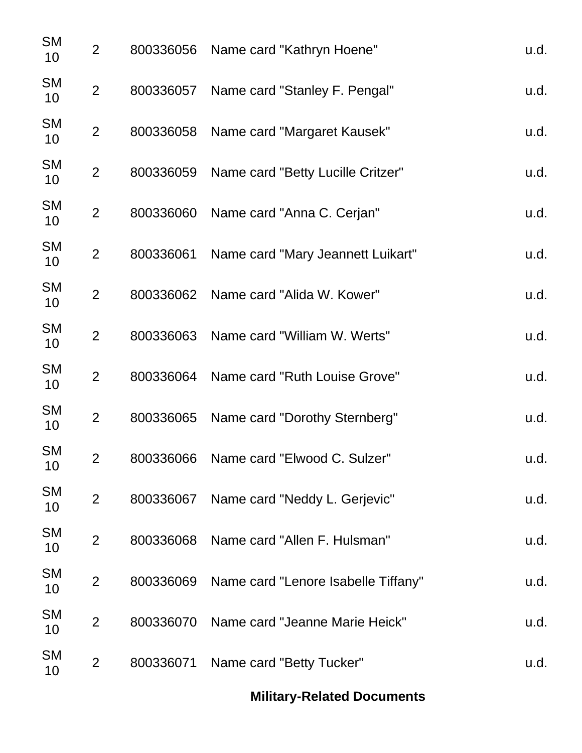| | | | | |
|---|---|---|---|---|
| SM 10 | 2 | 800336056 | Name card "Kathryn Hoene" | u.d. |
| SM 10 | 2 | 800336057 | Name card "Stanley F. Pengal" | u.d. |
| SM 10 | 2 | 800336058 | Name card "Margaret Kausek" | u.d. |
| SM 10 | 2 | 800336059 | Name card "Betty Lucille Critzer" | u.d. |
| SM 10 | 2 | 800336060 | Name card "Anna C. Cerjan" | u.d. |
| SM 10 | 2 | 800336061 | Name card "Mary Jeannett Luikart" | u.d. |
| SM 10 | 2 | 800336062 | Name card "Alida W. Kower" | u.d. |
| SM 10 | 2 | 800336063 | Name card "William W. Werts" | u.d. |
| SM 10 | 2 | 800336064 | Name card "Ruth Louise Grove" | u.d. |
| SM 10 | 2 | 800336065 | Name card "Dorothy Sternberg" | u.d. |
| SM 10 | 2 | 800336066 | Name card "Elwood C. Sulzer" | u.d. |
| SM 10 | 2 | 800336067 | Name card "Neddy L. Gerjevic" | u.d. |
| SM 10 | 2 | 800336068 | Name card "Allen F. Hulsman" | u.d. |
| SM 10 | 2 | 800336069 | Name card "Lenore Isabelle Tiffany" | u.d. |
| SM 10 | 2 | 800336070 | Name card "Jeanne Marie Heick" | u.d. |
| SM 10 | 2 | 800336071 | Name card "Betty Tucker" | u.d. |

**Military-Related Documents**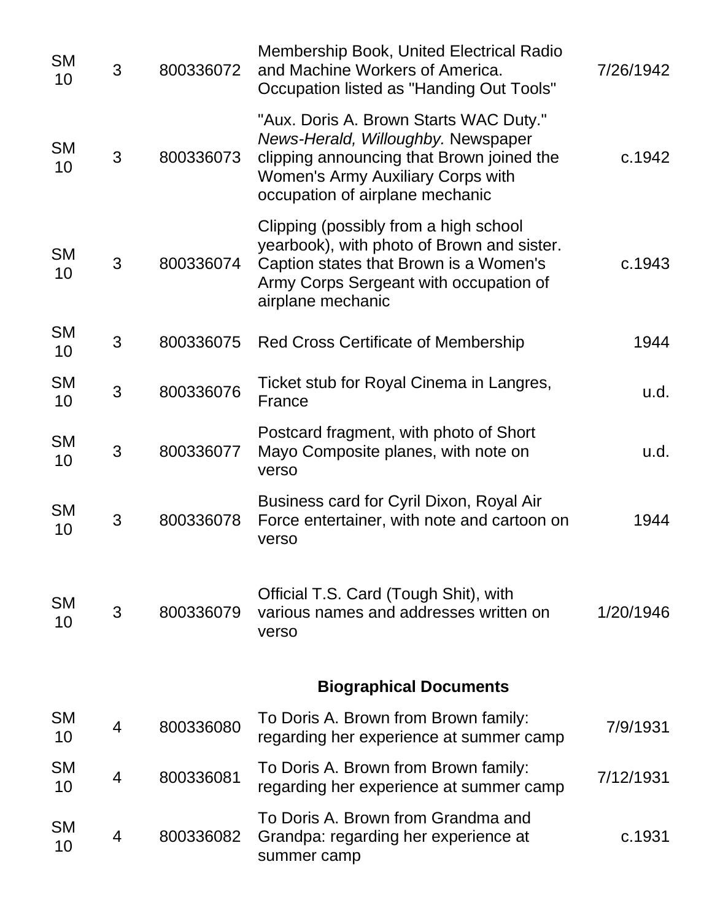| | | | | |
|---|---|---|---|---|
| SM 10 | 3 | 800336072 | Membership Book, United Electrical Radio and Machine Workers of America. Occupation listed as "Handing Out Tools" | 7/26/1942 |
| SM 10 | 3 | 800336073 | "Aux. Doris A. Brown Starts WAC Duty." *News-Herald, Willoughby.* Newspaper clipping announcing that Brown joined the Women's Army Auxiliary Corps with occupation of airplane mechanic | c.1942 |
| SM 10 | 3 | 800336074 | Clipping (possibly from a high school yearbook), with photo of Brown and sister. Caption states that Brown is a Women's Army Corps Sergeant with occupation of airplane mechanic | c.1943 |
| SM 10 | 3 | 800336075 | Red Cross Certificate of Membership | 1944 |
| SM 10 | 3 | 800336076 | Ticket stub for Royal Cinema in Langres, France | u.d. |
| SM 10 | 3 | 800336077 | Postcard fragment, with photo of Short Mayo Composite planes, with note on verso | u.d. |
| SM 10 | 3 | 800336078 | Business card for Cyril Dixon, Royal Air Force entertainer, with note and cartoon on verso | 1944 |
| SM 10 | 3 | 800336079 | Official T.S. Card (Tough Shit), with various names and addresses written on verso | 1/20/1946 |

**Biographical Documents**

| | | | | |
|---|---|---|---|---|
| SM 10 | 4 | 800336080 | To Doris A. Brown from Brown family: regarding her experience at summer camp | 7/9/1931 |
| SM 10 | 4 | 800336081 | To Doris A. Brown from Brown family: regarding her experience at summer camp | 7/12/1931 |
| SM 10 | 4 | 800336082 | To Doris A. Brown from Grandma and Grandpa: regarding her experience at summer camp | c.1931 |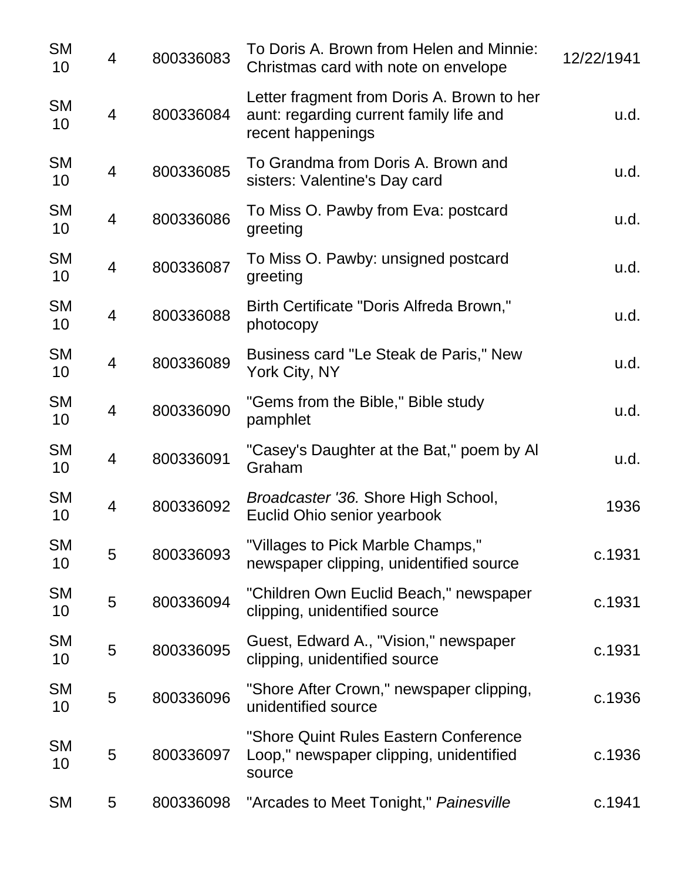| | | | | |
|---|---|---|---|---|
| SM 10 | 4 | 800336083 | To Doris A. Brown from Helen and Minnie: Christmas card with note on envelope | 12/22/1941 |
| SM 10 | 4 | 800336084 | Letter fragment from Doris A. Brown to her aunt: regarding current family life and recent happenings | u.d. |
| SM 10 | 4 | 800336085 | To Grandma from Doris A. Brown and sisters: Valentine's Day card | u.d. |
| SM 10 | 4 | 800336086 | To Miss O. Pawby from Eva: postcard greeting | u.d. |
| SM 10 | 4 | 800336087 | To Miss O. Pawby: unsigned postcard greeting | u.d. |
| SM 10 | 4 | 800336088 | Birth Certificate "Doris Alfreda Brown," photocopy | u.d. |
| SM 10 | 4 | 800336089 | Business card "Le Steak de Paris," New York City, NY | u.d. |
| SM 10 | 4 | 800336090 | "Gems from the Bible," Bible study pamphlet | u.d. |
| SM 10 | 4 | 800336091 | "Casey's Daughter at the Bat," poem by Al Graham | u.d. |
| SM 10 | 4 | 800336092 | *Broadcaster '36.* Shore High School, Euclid Ohio senior yearbook | 1936 |
| SM 10 | 5 | 800336093 | "Villages to Pick Marble Champs," newspaper clipping, unidentified source | c.1931 |
| SM 10 | 5 | 800336094 | "Children Own Euclid Beach," newspaper clipping, unidentified source | c.1931 |
| SM 10 | 5 | 800336095 | Guest, Edward A., "Vision," newspaper clipping, unidentified source | c.1931 |
| SM 10 | 5 | 800336096 | "Shore After Crown," newspaper clipping, unidentified source | c.1936 |
| SM 10 | 5 | 800336097 | "Shore Quint Rules Eastern Conference Loop," newspaper clipping, unidentified source | c.1936 |
| SM | 5 | 800336098 | "Arcades to Meet Tonight," *Painesville* | c.1941 |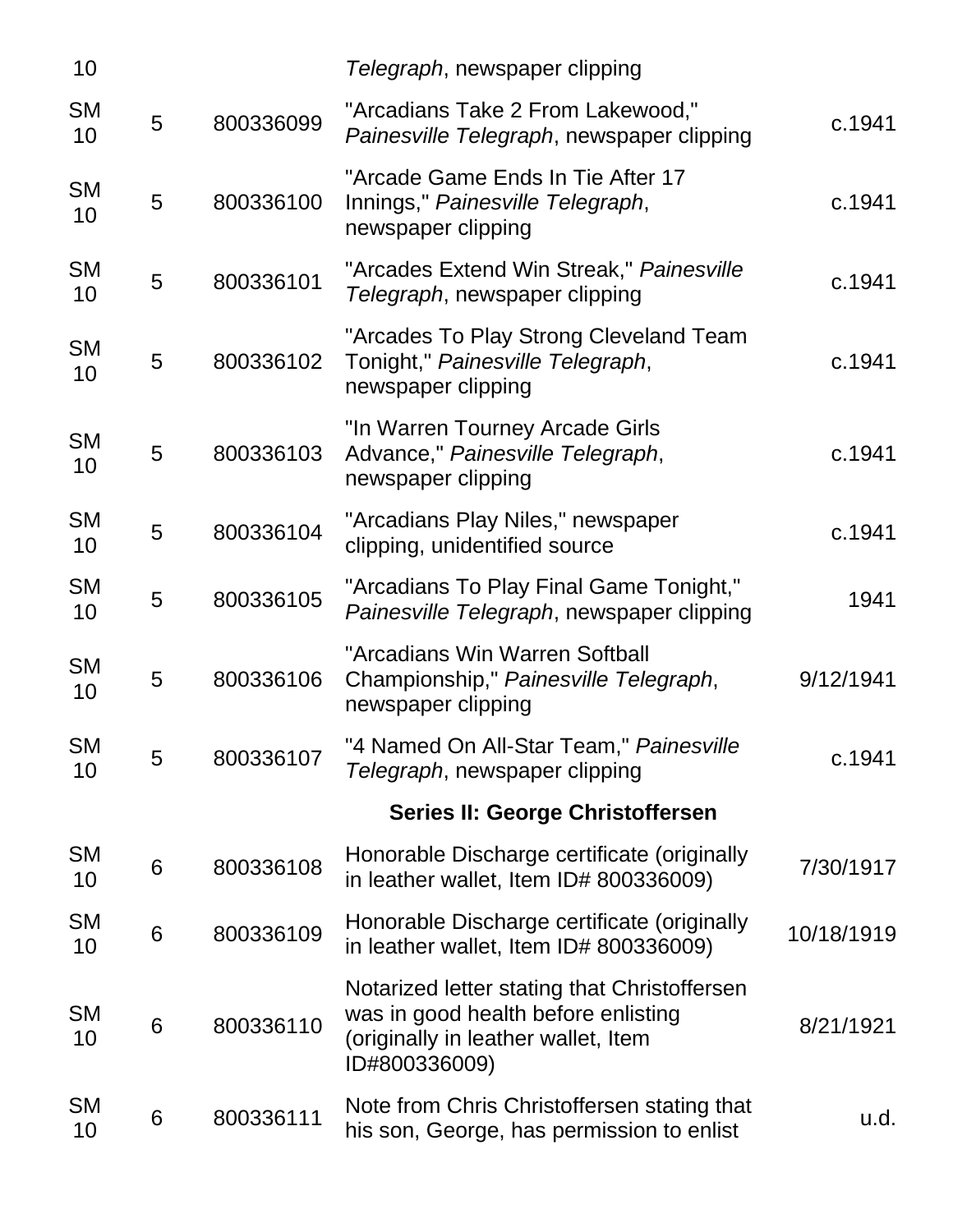| | | | | |
|---|---|---|---|---|
| 10 | | | *Telegraph*, newspaper clipping | |
| SM 10 | 5 | 800336099 | "Arcadians Take 2 From Lakewood," *Painesville Telegraph*, newspaper clipping | c.1941 |
| SM 10 | 5 | 800336100 | "Arcade Game Ends In Tie After 17 Innings," *Painesville Telegraph*, newspaper clipping | c.1941 |
| SM 10 | 5 | 800336101 | "Arcades Extend Win Streak," *Painesville Telegraph*, newspaper clipping | c.1941 |
| SM 10 | 5 | 800336102 | "Arcades To Play Strong Cleveland Team Tonight," *Painesville Telegraph*, newspaper clipping | c.1941 |
| SM 10 | 5 | 800336103 | "In Warren Tourney Arcade Girls Advance," *Painesville Telegraph*, newspaper clipping | c.1941 |
| SM 10 | 5 | 800336104 | "Arcadians Play Niles," newspaper clipping, unidentified source | c.1941 |
| SM 10 | 5 | 800336105 | "Arcadians To Play Final Game Tonight," *Painesville Telegraph*, newspaper clipping | 1941 |
| SM 10 | 5 | 800336106 | "Arcadians Win Warren Softball Championship," *Painesville Telegraph*, newspaper clipping | 9/12/1941 |
| SM 10 | 5 | 800336107 | "4 Named On All-Star Team," *Painesville Telegraph*, newspaper clipping | c.1941 |
| | | | **Series II: George Christoffersen** | |
| SM 10 | 6 | 800336108 | Honorable Discharge certificate (originally in leather wallet, Item ID# 800336009) | 7/30/1917 |
| SM 10 | 6 | 800336109 | Honorable Discharge certificate (originally in leather wallet, Item ID# 800336009) | 10/18/1919 |
| SM 10 | 6 | 800336110 | Notarized letter stating that Christoffersen was in good health before enlisting (originally in leather wallet, Item ID#800336009) | 8/21/1921 |
| SM 10 | 6 | 800336111 | Note from Chris Christoffersen stating that his son, George, has permission to enlist | u.d. |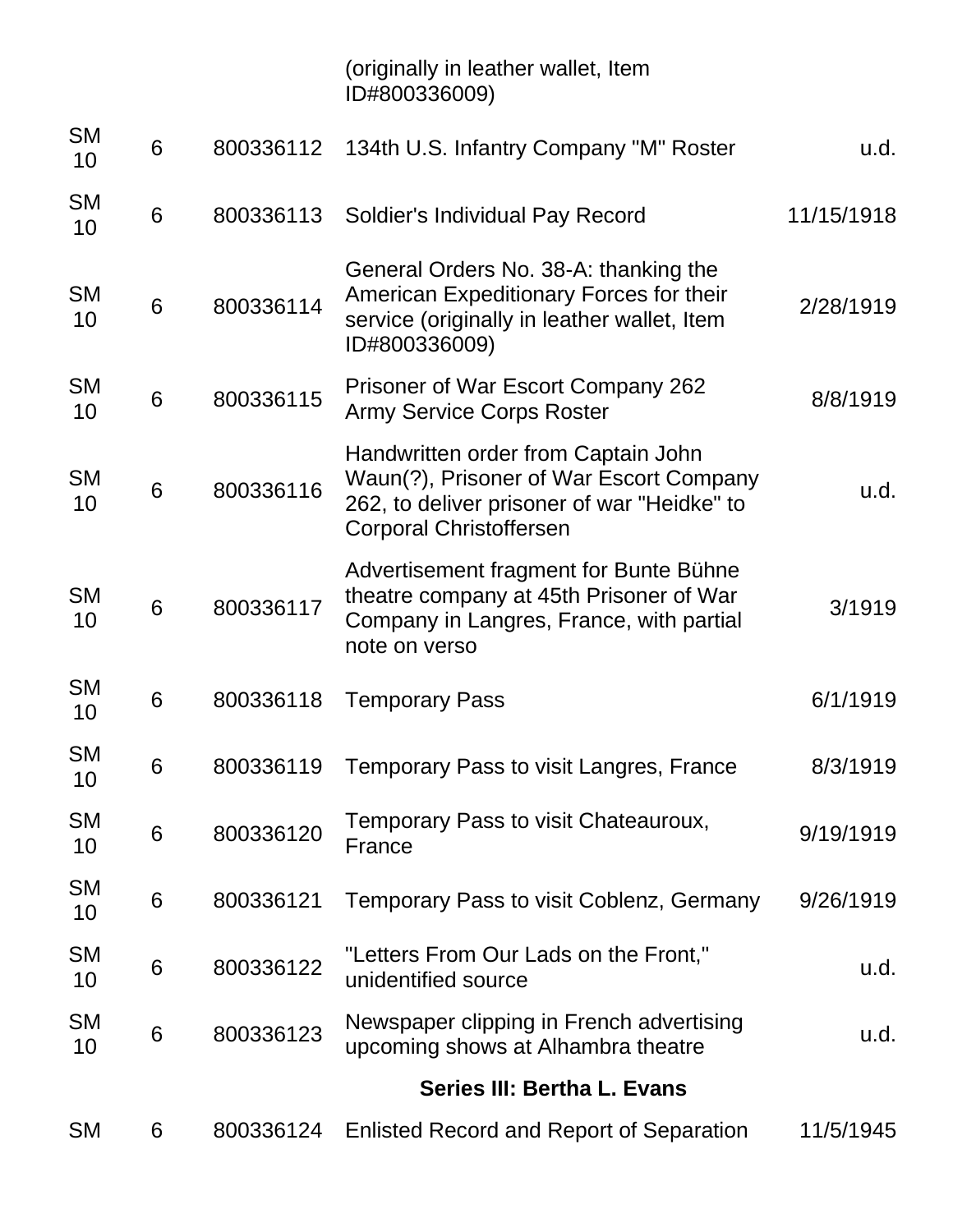| | | | | |
|---|---|---|---|---|
| | | | (originally in leather wallet, Item ID#800336009) | |
| SM 10 | 6 | 800336112 | 134th U.S. Infantry Company "M" Roster | u.d. |
| SM 10 | 6 | 800336113 | Soldier's Individual Pay Record | 11/15/1918 |
| SM 10 | 6 | 800336114 | General Orders No. 38-A: thanking the American Expeditionary Forces for their service (originally in leather wallet, Item ID#800336009) | 2/28/1919 |
| SM 10 | 6 | 800336115 | Prisoner of War Escort Company 262 Army Service Corps Roster | 8/8/1919 |
| SM 10 | 6 | 800336116 | Handwritten order from Captain John Waun(?), Prisoner of War Escort Company 262, to deliver prisoner of war "Heidke" to Corporal Christoffersen | u.d. |
| SM 10 | 6 | 800336117 | Advertisement fragment for Bunte Bühne theatre company at 45th Prisoner of War Company in Langres, France, with partial note on verso | 3/1919 |
| SM 10 | 6 | 800336118 | Temporary Pass | 6/1/1919 |
| SM 10 | 6 | 800336119 | Temporary Pass to visit Langres, France | 8/3/1919 |
| SM 10 | 6 | 800336120 | Temporary Pass to visit Chateauroux, France | 9/19/1919 |
| SM 10 | 6 | 800336121 | Temporary Pass to visit Coblenz, Germany | 9/26/1919 |
| SM 10 | 6 | 800336122 | "Letters From Our Lads on the Front," unidentified source | u.d. |
| SM 10 | 6 | 800336123 | Newspaper clipping in French advertising upcoming shows at Alhambra theatre | u.d. |
| | | | **Series III: Bertha L. Evans** | |
| SM | 6 | 800336124 | Enlisted Record and Report of Separation | 11/5/1945 |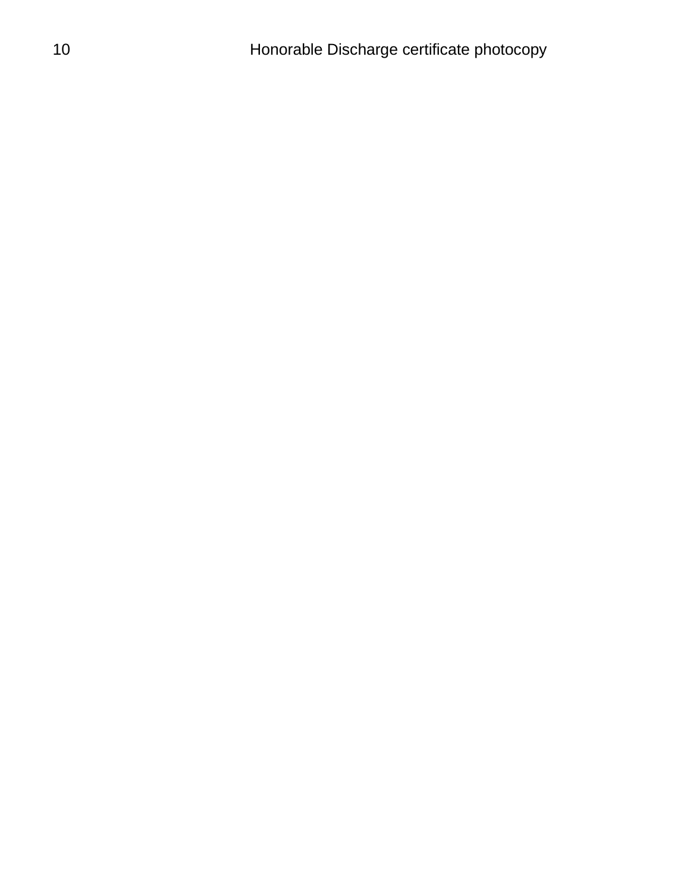10 Honorable Discharge certificate photocopy